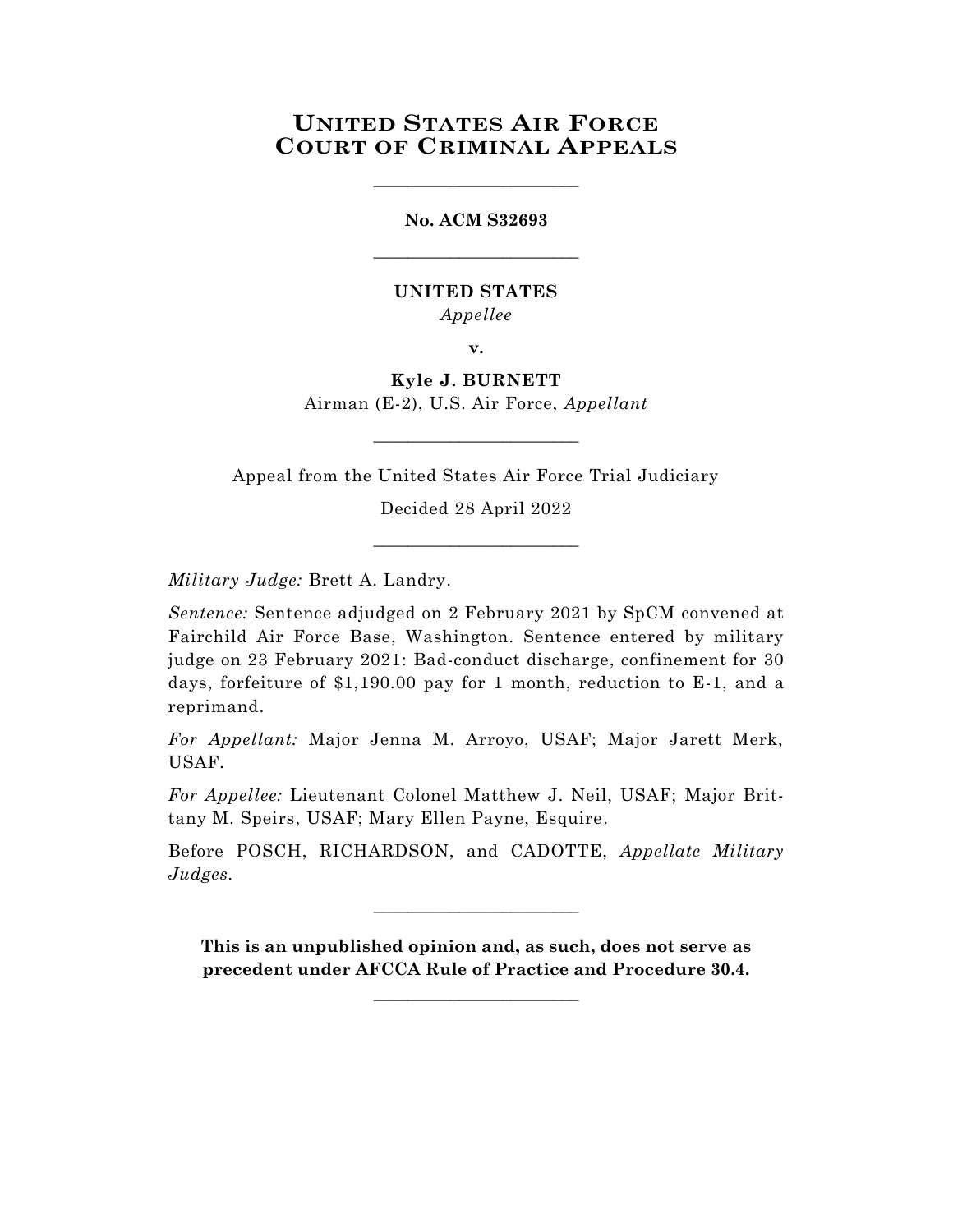# UNITED STATES AIR FORCE COURT OF CRIMINAL APPEALS

---

**No. ACM S32693**

---

**UNITED STATES**

*Appellee*

**v.**

**Kyle J. BURNETT**

Airman (E-2), U.S. Air Force, *Appellant*

---

Appeal from the United States Air Force Trial Judiciary

Decided 28 April 2022

---

*Military Judge:* Brett A. Landry.

*Sentence:* Sentence adjudged on 2 February 2021 by SpCM convened at Fairchild Air Force Base, Washington. Sentence entered by military judge on 23 February 2021: Bad-conduct discharge, confinement for 30 days, forfeiture of $1,190.00 pay for 1 month, reduction to E-1, and a reprimand.

*For Appellant:* Major Jenna M. Arroyo, USAF; Major Jarett Merk, USAF.

*For Appellee:* Lieutenant Colonel Matthew J. Neil, USAF; Major Brittany M. Speirs, USAF; Mary Ellen Payne, Esquire.

Before POSCH, RICHARDSON, and CADOTTE, *Appellate Military Judges.*

---

**This is an unpublished opinion and, as such, does not serve as precedent under AFCCA Rule of Practice and Procedure 30.4.**

---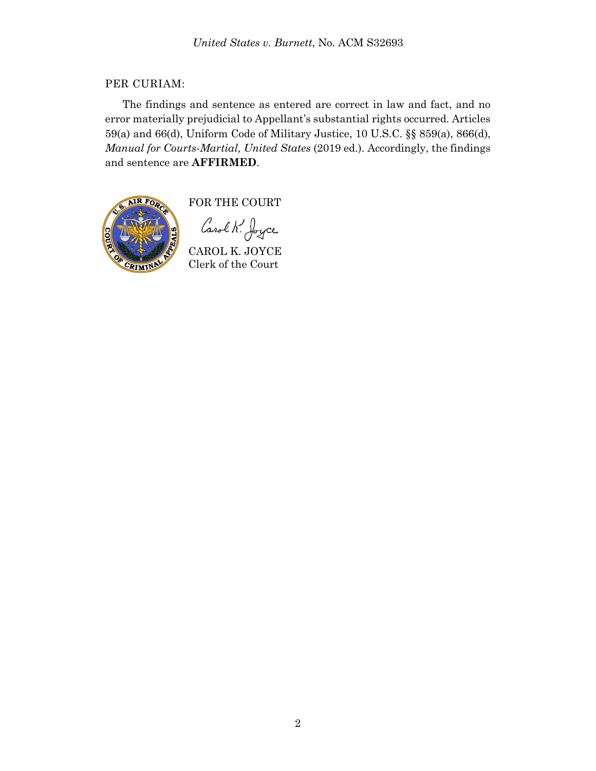PER CURIAM:

The findings and sentence as entered are correct in law and fact, and no error materially prejudicial to Appellant's substantial rights occurred. Articles 59(a) and 66(d), Uniform Code of Military Justice, 10 U.S.C. §§ 859(a), 866(d), *Manual for Courts-Martial, United States* (2019 ed.). Accordingly, the findings and sentence are **AFFIRMED**.

FOR THE COURT

CAROL K. JOYCE
Clerk of the Court